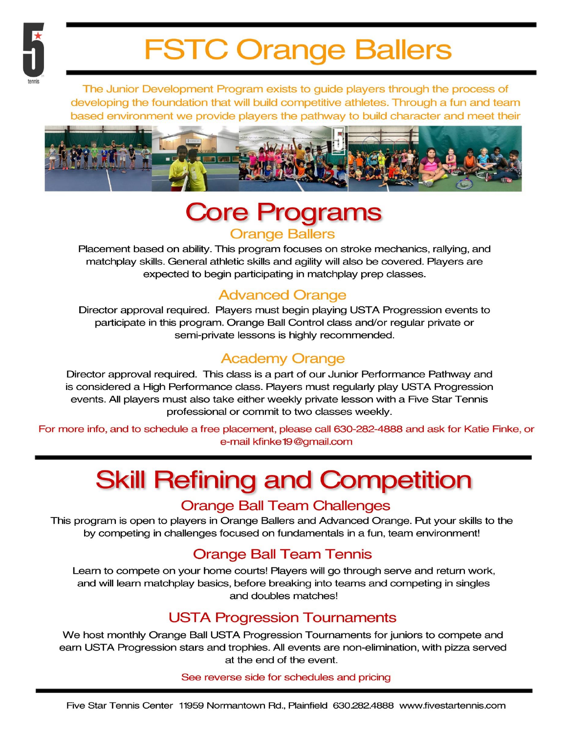# FSTC Orange Ballers

The Junior Development Program exists to guide players through the process of developing the foundation that will build competitive athletes. Through a fun and team based environment we provide players the pathway to build character and meet their

## Core Programs

### Orange Ballers

Placement based on ability. This program focuses on stroke mechanics, rallying, and matchplay skills. General athletic skills and agility will also be covered. Players are expected to begin participating in matchplay prep classes.

### Advanced Orange

Director approval required. Players must begin playing USTA Progression events to participate in this program. Orange Ball Control class and/or regular private or semi-private lessons is highly recommended.

### Academy Orange

Director approval required. This class is a part of our Junior Performance Pathway and is considered a High Performance class. Players must regularly play USTA Progression events. All players must also take either weekly private lesson with a Five Star Tennis professional or commit to two classes weekly.

For more info, and to schedule a free placement, please call 630-282-4888 and ask for Katie Finke, or e-mail kfinke19@gmail.com

## Skill Refining and Competition

### Orange Ball Team Challenges

This program is open to players in Orange Ballers and Advanced Orange. Put your skills to the by competing in challenges focused on fundamentals in a fun, team environment!

### Orange Ball Team Tennis

Learn to compete on your home courts! Players will go through serve and return work, and will learn matchplay basics, before breaking into teams and competing in singles and doubles matches!

### USTA Progression Tournaments

We host monthly Orange Ball USTA Progression Tournaments for juniors to compete and earn USTA Progression stars and trophies. All events are non-elimination, with pizza served at the end of the event.

See reverse side for schedules and pricing

Five Star Tennis Center 11959 Normantown Rd., Plainfield 630.282.4888 www.fivestartennis.com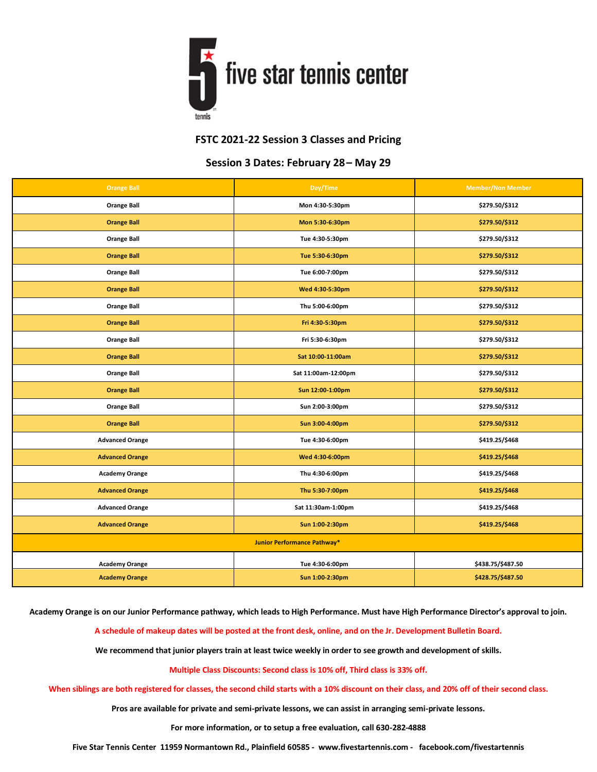five star tennis center

## FSTC 2021-22 Session 3 Classes and Pricing

## Session 3 Dates: February 28– May 29

| Orange Ball | Day/Time | Member/Non Member |
|---|---|---|
| Orange Ball | Mon 4:30-5:30pm | $279.50/$312 |
| Orange Ball | Mon 5:30-6:30pm | $279.50/$312 |
| Orange Ball | Tue 4:30-5:30pm | $279.50/$312 |
| Orange Ball | Tue 5:30-6:30pm | $279.50/$312 |
| Orange Ball | Tue 6:00-7:00pm | $279.50/$312 |
| Orange Ball | Wed 4:30-5:30pm | $279.50/$312 |
| Orange Ball | Thu 5:00-6:00pm | $279.50/$312 |
| Orange Ball | Fri 4:30-5:30pm | $279.50/$312 |
| Orange Ball | Fri 5:30-6:30pm | $279.50/$312 |
| Orange Ball | Sat 10:00-11:00am | $279.50/$312 |
| Orange Ball | Sat 11:00am-12:00pm | $279.50/$312 |
| Orange Ball | Sun 12:00-1:00pm | $279.50/$312 |
| Orange Ball | Sun 2:00-3:00pm | $279.50/$312 |
| Orange Ball | Sun 3:00-4:00pm | $279.50/$312 |
| Advanced Orange | Tue 4:30-6:00pm | $419.25/$468 |
| Advanced Orange | Wed 4:30-6:00pm | $419.25/$468 |
| Academy Orange | Thu 4:30-6:00pm | $419.25/$468 |
| Advanced Orange | Thu 5:30-7:00pm | $419.25/$468 |
| Advanced Orange | Sat 11:30am-1:00pm | $419.25/$468 |
| Advanced Orange | Sun 1:00-2:30pm | $419.25/$468 |
| Junior Performance Pathway* | | |
| Academy Orange | Tue 4:30-6:00pm | $438.75/$487.50 |
| Academy Orange | Sun 1:00-2:30pm | $428.75/$487.50 |

**Academy Orange is on our Junior Performance pathway, which leads to High Performance. Must have High Performance Director's approval to join.**

**A schedule of makeup dates will be posted at the front desk, online, and on the Jr. Development Bulletin Board.**

**We recommend that junior players train at least twice weekly in order to see growth and development of skills.**

**Multiple Class Discounts: Second class is 10% off, Third class is 33% off.**

**When siblings are both registered for classes, the second child starts with a 10% discount on their class, and 20% off of their second class.**

**Pros are available for private and semi-private lessons, we can assist in arranging semi-private lessons.**

**For more information, or to setup a free evaluation, call 630-282-4888**

**Five Star Tennis Center 11959 Normantown Rd., Plainfield 60585 - www.fivestartennis.com - facebook.com/fivestartennis**